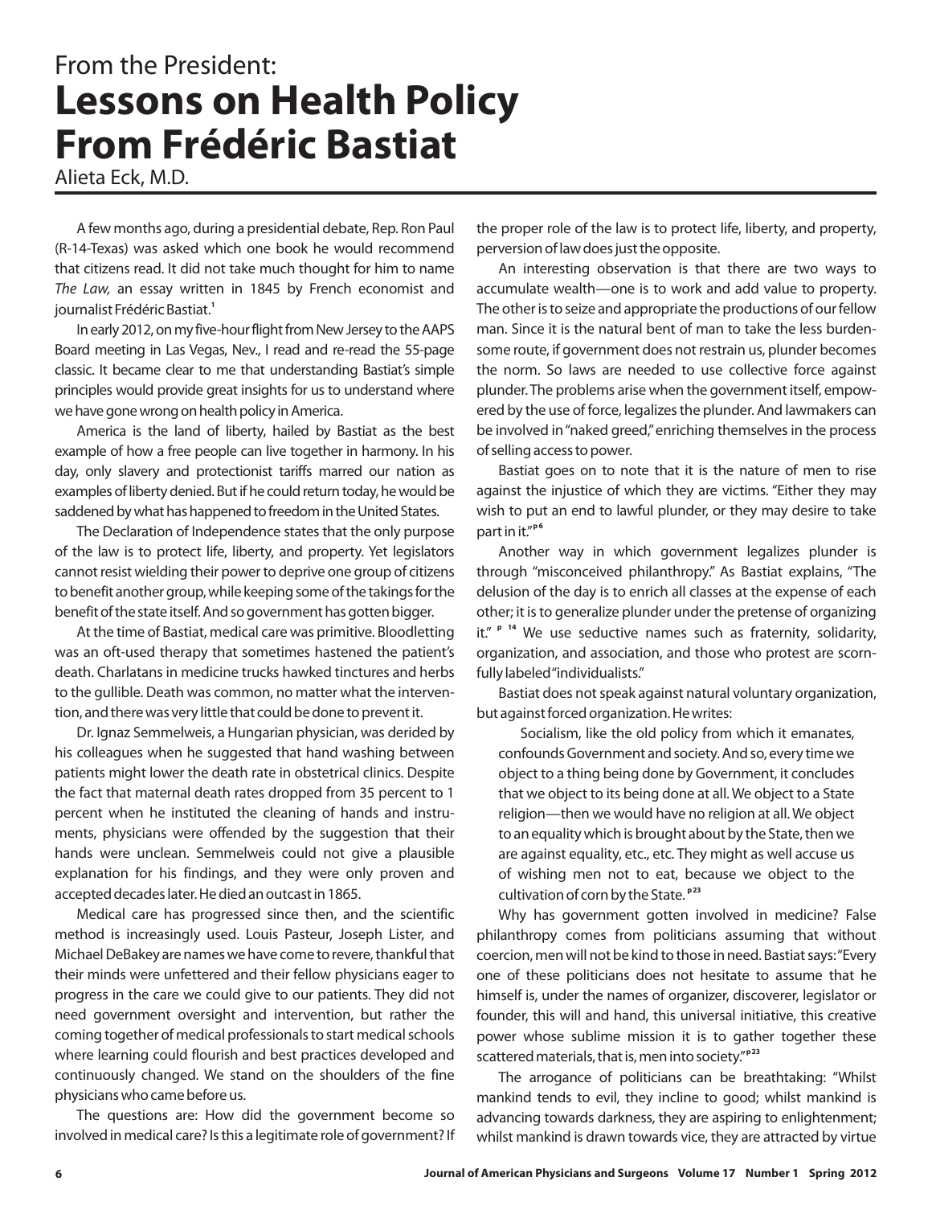From the President:

# Lessons on Health Policy From Frédéric Bastiat

Alieta Eck, M.D.

A few months ago, during a presidential debate, Rep. Ron Paul (R-14-Texas) was asked which one book he would recommend that citizens read. It did not take much thought for him to name *The Law,* an essay written in 1845 by French economist and journalist Frédéric Bastiat.[1]

In early 2012, on my five-hour flight from New Jersey to the AAPS Board meeting in Las Vegas, Nev., I read and re-read the 55-page classic. It became clear to me that understanding Bastiat's simple principles would provide great insights for us to understand where we have gone wrong on health policy in America.

America is the land of liberty, hailed by Bastiat as the best example of how a free people can live together in harmony. In his day, only slavery and protectionist tariffs marred our nation as examples of liberty denied. But if he could return today, he would be saddened by what has happened to freedom in the United States.

The Declaration of Independence states that the only purpose of the law is to protect life, liberty, and property. Yet legislators cannot resist wielding their power to deprive one group of citizens to benefit another group, while keeping some of the takings for the benefit of the state itself. And so government has gotten bigger.

At the time of Bastiat, medical care was primitive. Bloodletting was an oft-used therapy that sometimes hastened the patient's death. Charlatans in medicine trucks hawked tinctures and herbs to the gullible. Death was common, no matter what the intervention, and there was very little that could be done to prevent it.

Dr. Ignaz Semmelweis, a Hungarian physician, was derided by his colleagues when he suggested that hand washing between patients might lower the death rate in obstetrical clinics. Despite the fact that maternal death rates dropped from 35 percent to 1 percent when he instituted the cleaning of hands and instruments, physicians were offended by the suggestion that their hands were unclean. Semmelweis could not give a plausible explanation for his findings, and they were only proven and accepted decades later. He died an outcast in 1865.

Medical care has progressed since then, and the scientific method is increasingly used. Louis Pasteur, Joseph Lister, and Michael DeBakey are names we have come to revere, thankful that their minds were unfettered and their fellow physicians eager to progress in the care we could give to our patients. They did not need government oversight and intervention, but rather the coming together of medical professionals to start medical schools where learning could flourish and best practices developed and continuously changed. We stand on the shoulders of the fine physicians who came before us.

The questions are: How did the government become so involved in medical care? Is this a legitimate role of government? If the proper role of the law is to protect life, liberty, and property, perversion of law does just the opposite.

An interesting observation is that there are two ways to accumulate wealth—one is to work and add value to property. The other is to seize and appropriate the productions of our fellow man. Since it is the natural bent of man to take the less burdensome route, if government does not restrain us, plunder becomes the norm. So laws are needed to use collective force against plunder. The problems arise when the government itself, empowered by the use of force, legalizes the plunder. And lawmakers can be involved in "naked greed," enriching themselves in the process of selling access to power.

Bastiat goes on to note that it is the nature of men to rise against the injustice of which they are victims. "Either they may wish to put an end to lawful plunder, or they may desire to take part in it."[p6]

Another way in which government legalizes plunder is through "misconceived philanthropy." As Bastiat explains, "The delusion of the day is to enrich all classes at the expense of each other; it is to generalize plunder under the pretense of organizing it."[p 14] We use seductive names such as fraternity, solidarity, organization, and association, and those who protest are scornfully labeled "individualists."

Bastiat does not speak against natural voluntary organization, but against forced organization. He writes:

> Socialism, like the old policy from which it emanates, confounds Government and society. And so, every time we object to a thing being done by Government, it concludes that we object to its being done at all. We object to a State religion—then we would have no religion at all. We object to an equality which is brought about by the State, then we are against equality, etc., etc. They might as well accuse us of wishing men not to eat, because we object to the cultivation of corn by the State.[p23]

Why has government gotten involved in medicine? False philanthropy comes from politicians assuming that without coercion, men will not be kind to those in need. Bastiat says: "Every one of these politicians does not hesitate to assume that he himself is, under the names of organizer, discoverer, legislator or founder, this will and hand, this universal initiative, this creative power whose sublime mission it is to gather together these scattered materials, that is, men into society."[p23]

The arrogance of politicians can be breathtaking: "Whilst mankind tends to evil, they incline to good; whilst mankind is advancing towards darkness, they are aspiring to enlightenment; whilst mankind is drawn towards vice, they are attracted by virtue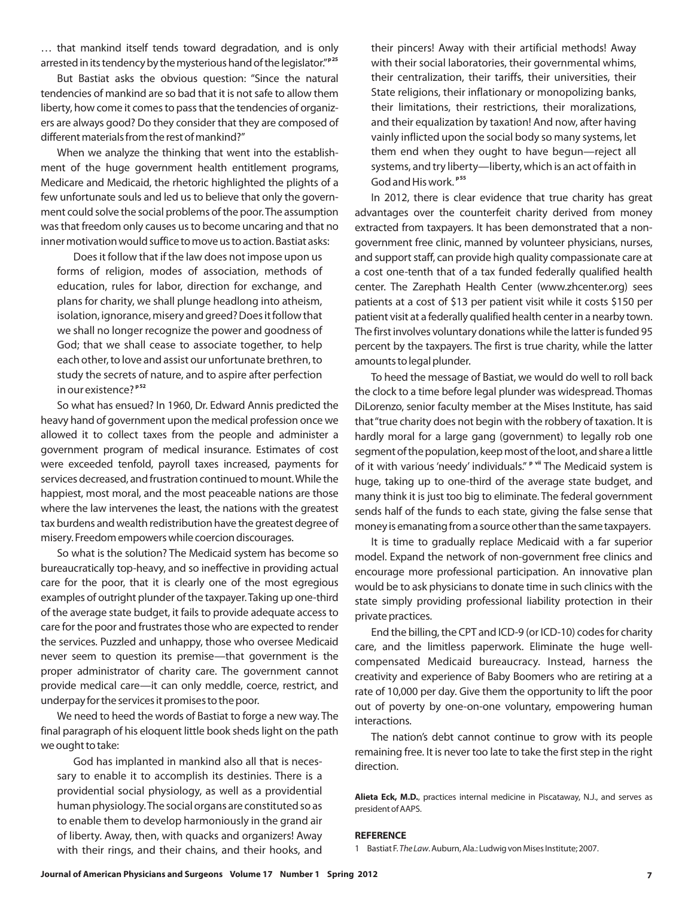… that mankind itself tends toward degradation, and is only arrested in its tendency by the mysterious hand of the legislator."[p25]

But Bastiat asks the obvious question: "Since the natural tendencies of mankind are so bad that it is not safe to allow them liberty, how come it comes to pass that the tendencies of organizers are always good? Do they consider that they are composed of different materials from the rest of mankind?"

When we analyze the thinking that went into the establishment of the huge government health entitlement programs, Medicare and Medicaid, the rhetoric highlighted the plights of a few unfortunate souls and led us to believe that only the government could solve the social problems of the poor. The assumption was that freedom only causes us to become uncaring and that no inner motivation would suffice to move us to action. Bastiat asks:

> Does it follow that if the law does not impose upon us forms of religion, modes of association, methods of education, rules for labor, direction for exchange, and plans for charity, we shall plunge headlong into atheism, isolation, ignorance, misery and greed? Does it follow that we shall no longer recognize the power and goodness of God; that we shall cease to associate together, to help each other, to love and assist our unfortunate brethren, to study the secrets of nature, and to aspire after perfection in our existence?[p52]

So what has ensued? In 1960, Dr. Edward Annis predicted the heavy hand of government upon the medical profession once we allowed it to collect taxes from the people and administer a government program of medical insurance. Estimates of cost were exceeded tenfold, payroll taxes increased, payments for services decreased, and frustration continued to mount. While the happiest, most moral, and the most peaceable nations are those where the law intervenes the least, the nations with the greatest tax burdens and wealth redistribution have the greatest degree of misery. Freedom empowers while coercion discourages.

So what is the solution? The Medicaid system has become so bureaucratically top-heavy, and so ineffective in providing actual care for the poor, that it is clearly one of the most egregious examples of outright plunder of the taxpayer. Taking up one-third of the average state budget, it fails to provide adequate access to care for the poor and frustrates those who are expected to render the services. Puzzled and unhappy, those who oversee Medicaid never seem to question its premise—that government is the proper administrator of charity care. The government cannot provide medical care—it can only meddle, coerce, restrict, and underpay for the services it promises to the poor.

We need to heed the words of Bastiat to forge a new way. The final paragraph of his eloquent little book sheds light on the path we ought to take:

> God has implanted in mankind also all that is necessary to enable it to accomplish its destinies. There is a providential social physiology, as well as a providential human physiology. The social organs are constituted so as to enable them to develop harmoniously in the grand air of liberty. Away, then, with quacks and organizers! Away with their rings, and their chains, and their hooks, and their pincers! Away with their artificial methods! Away with their social laboratories, their governmental whims, their centralization, their tariffs, their universities, their State religions, their inflationary or monopolizing banks, their limitations, their restrictions, their moralizations, and their equalization by taxation! And now, after having vainly inflicted upon the social body so many systems, let them end when they ought to have begun—reject all systems, and try liberty—liberty, which is an act of faith in God and His work.[p55]

In 2012, there is clear evidence that true charity has great advantages over the counterfeit charity derived from money extracted from taxpayers. It has been demonstrated that a non-government free clinic, manned by volunteer physicians, nurses, and support staff, can provide high quality compassionate care at a cost one-tenth that of a tax funded federally qualified health center. The Zarephath Health Center (www.zhcenter.org) sees patients at a cost of $13 per patient visit while it costs $150 per patient visit at a federally qualified health center in a nearby town. The first involves voluntary donations while the latter is funded 95 percent by the taxpayers. The first is true charity, while the latter amounts to legal plunder.

To heed the message of Bastiat, we would do well to roll back the clock to a time before legal plunder was widespread. Thomas DiLorenzo, senior faculty member at the Mises Institute, has said that "true charity does not begin with the robbery of taxation. It is hardly moral for a large gang (government) to legally rob one segment of the population, keep most of the loot, and share a little of it with various 'needy' individuals."[p vii] The Medicaid system is huge, taking up to one-third of the average state budget, and many think it is just too big to eliminate. The federal government sends half of the funds to each state, giving the false sense that money is emanating from a source other than the same taxpayers.

It is time to gradually replace Medicaid with a far superior model. Expand the network of non-government free clinics and encourage more professional participation. An innovative plan would be to ask physicians to donate time in such clinics with the state simply providing professional liability protection in their private practices.

End the billing, the CPT and ICD-9 (or ICD-10) codes for charity care, and the limitless paperwork. Eliminate the huge well-compensated Medicaid bureaucracy. Instead, harness the creativity and experience of Baby Boomers who are retiring at a rate of 10,000 per day. Give them the opportunity to lift the poor out of poverty by one-on-one voluntary, empowering human interactions.

The nation's debt cannot continue to grow with its people remaining free. It is never too late to take the first step in the right direction.

**Alieta Eck, M.D.**, practices internal medicine in Piscataway, N.J., and serves as president of AAPS.

**REFERENCE**

1 Bastiat F. *The Law*. Auburn, Ala.: Ludwig von Mises Institute; 2007.